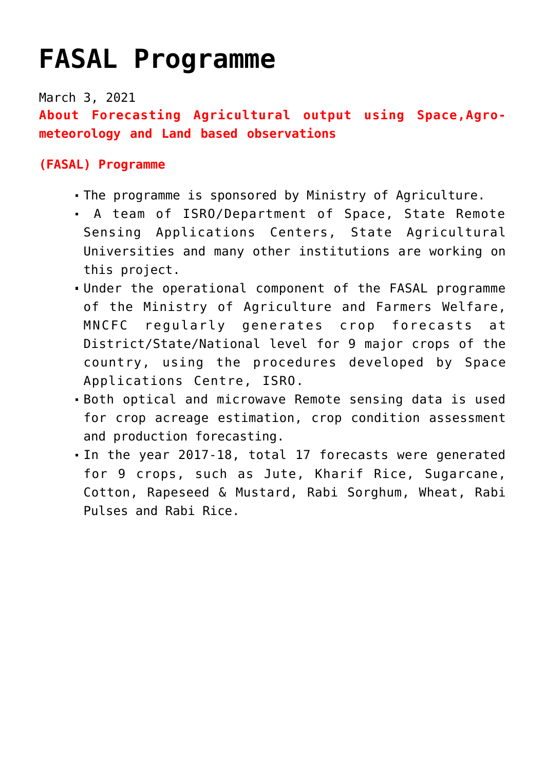# FASAL Programme

March 3, 2021

**About Forecasting Agricultural output using Space,Agro-meteorology and Land based observations**

**(FASAL) Programme**

- The programme is sponsored by Ministry of Agriculture.
- A team of ISRO/Department of Space, State Remote Sensing Applications Centers, State Agricultural Universities and many other institutions are working on this project.
- Under the operational component of the FASAL programme of the Ministry of Agriculture and Farmers Welfare, MNCFC regularly generates crop forecasts at District/State/National level for 9 major crops of the country, using the procedures developed by Space Applications Centre, ISRO.
- Both optical and microwave Remote sensing data is used for crop acreage estimation, crop condition assessment and production forecasting.
- In the year 2017-18, total 17 forecasts were generated for 9 crops, such as Jute, Kharif Rice, Sugarcane, Cotton, Rapeseed & Mustard, Rabi Sorghum, Wheat, Rabi Pulses and Rabi Rice.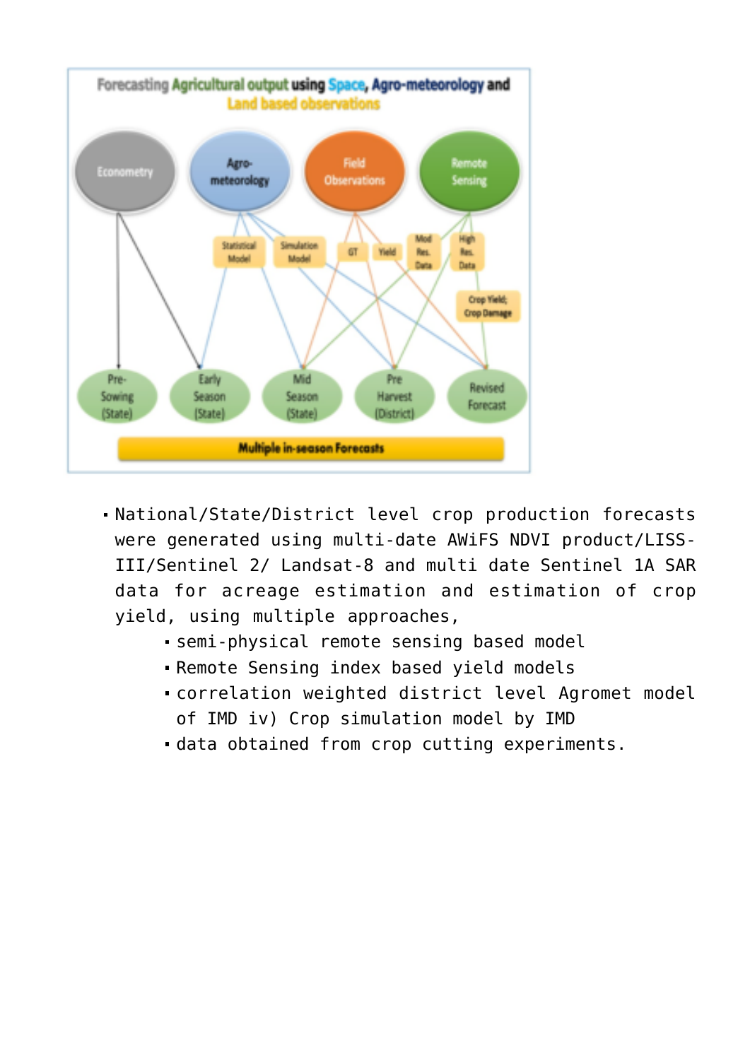Forecasting Agricultural output using Space, Agro-meteorology and Land based observations

Econometry

Agro-meteorology

Field Observations

Remote Sensing

Statistical Model

Simulation Model

GT

Yield

Mod Res. Data

High Res. Data

Crop Yield; Crop Damage

Pre-Sowing (State)

Early Season (State)

Mid Season (State)

Pre Harvest (District)

Revised Forecast

Multiple in-season Forecasts

- National/State/District level crop production forecasts were generated using multi-date AWiFS NDVI product/LISS-III/Sentinel 2/ Landsat-8 and multi date Sentinel 1A SAR data for acreage estimation and estimation of crop yield, using multiple approaches,
  - semi-physical remote sensing based model
  - Remote Sensing index based yield models
  - correlation weighted district level Agromet model of IMD iv) Crop simulation model by IMD
  - data obtained from crop cutting experiments.